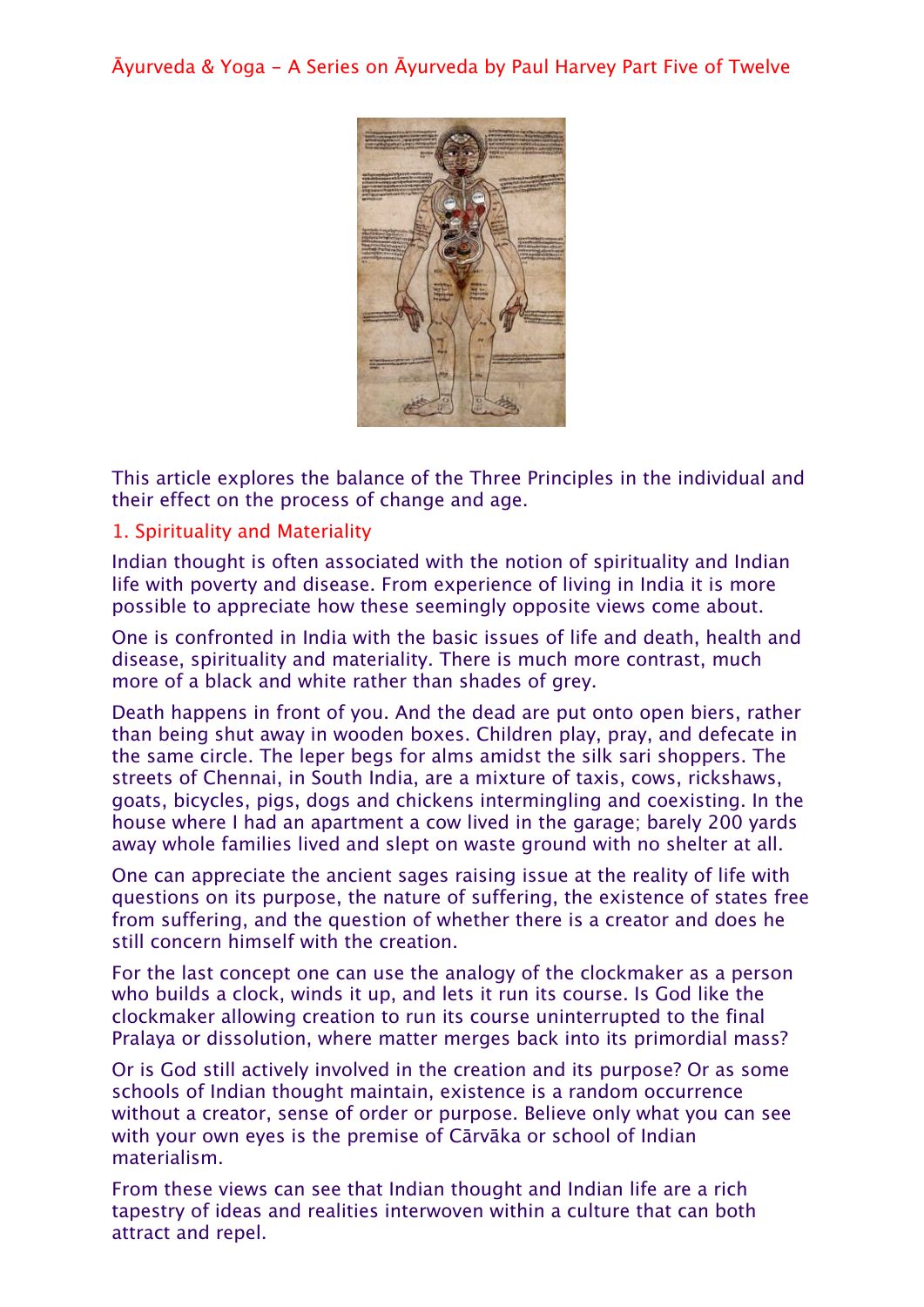# Āyurveda & Yoga - A Series on Āyurveda by Paul Harvey Part Five of Twelve

This article explores the balance of the Three Principles in the individual and their effect on the process of change and age.

## 1. Spirituality and Materiality

Indian thought is often associated with the notion of spirituality and Indian life with poverty and disease. From experience of living in India it is more possible to appreciate how these seemingly opposite views come about.

One is confronted in India with the basic issues of life and death, health and disease, spirituality and materiality. There is much more contrast, much more of a black and white rather than shades of grey.

Death happens in front of you. And the dead are put onto open biers, rather than being shut away in wooden boxes. Children play, pray, and defecate in the same circle. The leper begs for alms amidst the silk sari shoppers. The streets of Chennai, in South India, are a mixture of taxis, cows, rickshaws, goats, bicycles, pigs, dogs and chickens intermingling and coexisting. In the house where I had an apartment a cow lived in the garage; barely 200 yards away whole families lived and slept on waste ground with no shelter at all.

One can appreciate the ancient sages raising issue at the reality of life with questions on its purpose, the nature of suffering, the existence of states free from suffering, and the question of whether there is a creator and does he still concern himself with the creation.

For the last concept one can use the analogy of the clockmaker as a person who builds a clock, winds it up, and lets it run its course. Is God like the clockmaker allowing creation to run its course uninterrupted to the final Pralaya or dissolution, where matter merges back into its primordial mass?

Or is God still actively involved in the creation and its purpose? Or as some schools of Indian thought maintain, existence is a random occurrence without a creator, sense of order or purpose. Believe only what you can see with your own eyes is the premise of Cārvāka or school of Indian materialism.

From these views can see that Indian thought and Indian life are a rich tapestry of ideas and realities interwoven within a culture that can both attract and repel.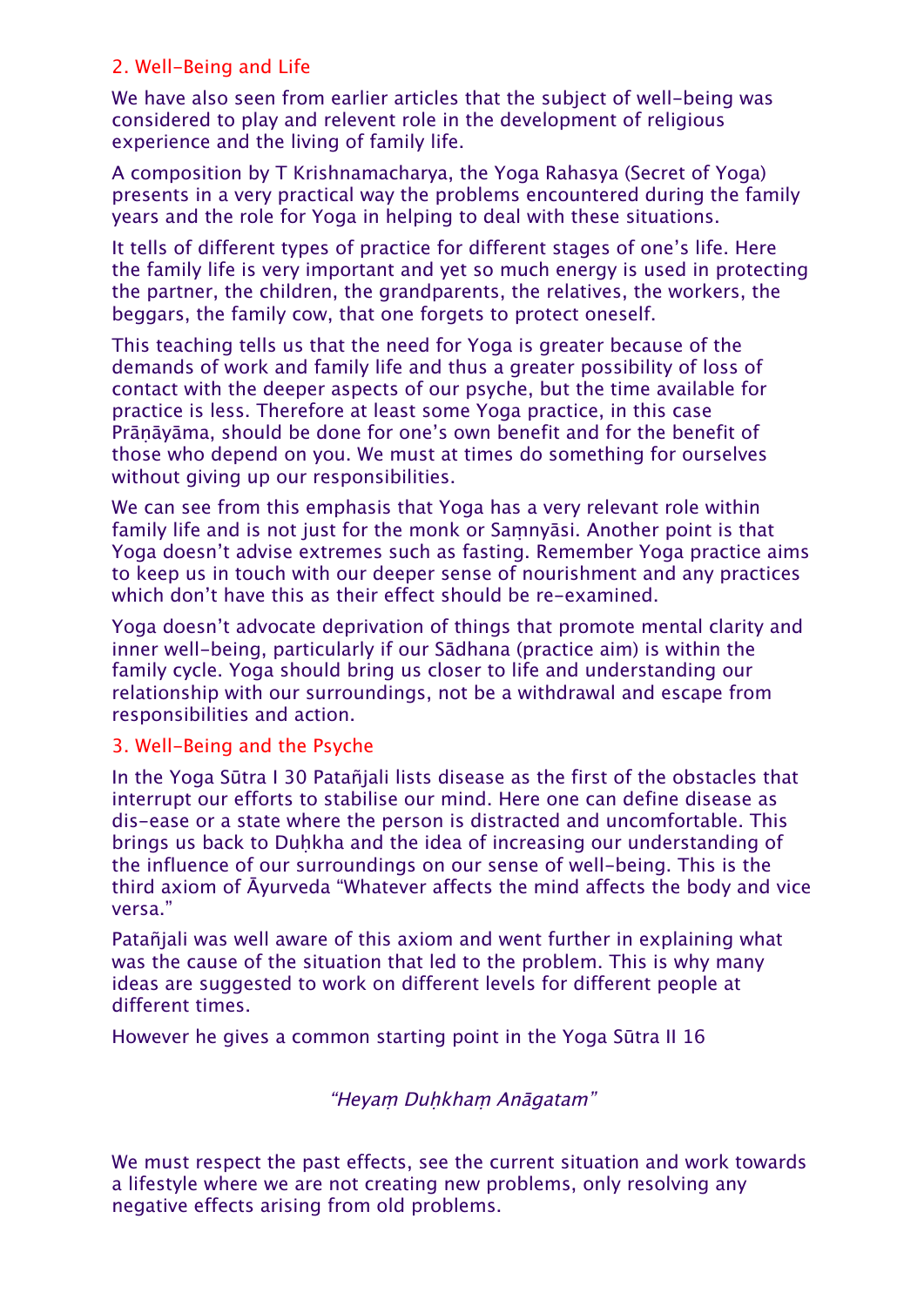## 2. Well-Being and Life

We have also seen from earlier articles that the subject of well-being was considered to play and relevent role in the development of religious experience and the living of family life.

A composition by T Krishnamacharya, the Yoga Rahasya (Secret of Yoga) presents in a very practical way the problems encountered during the family years and the role for Yoga in helping to deal with these situations.

It tells of different types of practice for different stages of one's life. Here the family life is very important and yet so much energy is used in protecting the partner, the children, the grandparents, the relatives, the workers, the beggars, the family cow, that one forgets to protect oneself.

This teaching tells us that the need for Yoga is greater because of the demands of work and family life and thus a greater possibility of loss of contact with the deeper aspects of our psyche, but the time available for practice is less. Therefore at least some Yoga practice, in this case Prāṇāyāma, should be done for one's own benefit and for the benefit of those who depend on you. We must at times do something for ourselves without giving up our responsibilities.

We can see from this emphasis that Yoga has a very relevant role within family life and is not just for the monk or Saṃnyāsi. Another point is that Yoga doesn't advise extremes such as fasting. Remember Yoga practice aims to keep us in touch with our deeper sense of nourishment and any practices which don't have this as their effect should be re-examined.

Yoga doesn't advocate deprivation of things that promote mental clarity and inner well-being, particularly if our Sādhana (practice aim) is within the family cycle. Yoga should bring us closer to life and understanding our relationship with our surroundings, not be a withdrawal and escape from responsibilities and action.

## 3. Well-Being and the Psyche

In the Yoga Sūtra I 30 Patañjali lists disease as the first of the obstacles that interrupt our efforts to stabilise our mind. Here one can define disease as dis-ease or a state where the person is distracted and uncomfortable. This brings us back to Duḥkha and the idea of increasing our understanding of the influence of our surroundings on our sense of well-being. This is the third axiom of Āyurveda "Whatever affects the mind affects the body and vice versa."

Patañjali was well aware of this axiom and went further in explaining what was the cause of the situation that led to the problem. This is why many ideas are suggested to work on different levels for different people at different times.

However he gives a common starting point in the Yoga Sūtra II 16

*"Heyaṃ Duḥkhaṃ Anāgatam"*

We must respect the past effects, see the current situation and work towards a lifestyle where we are not creating new problems, only resolving any negative effects arising from old problems.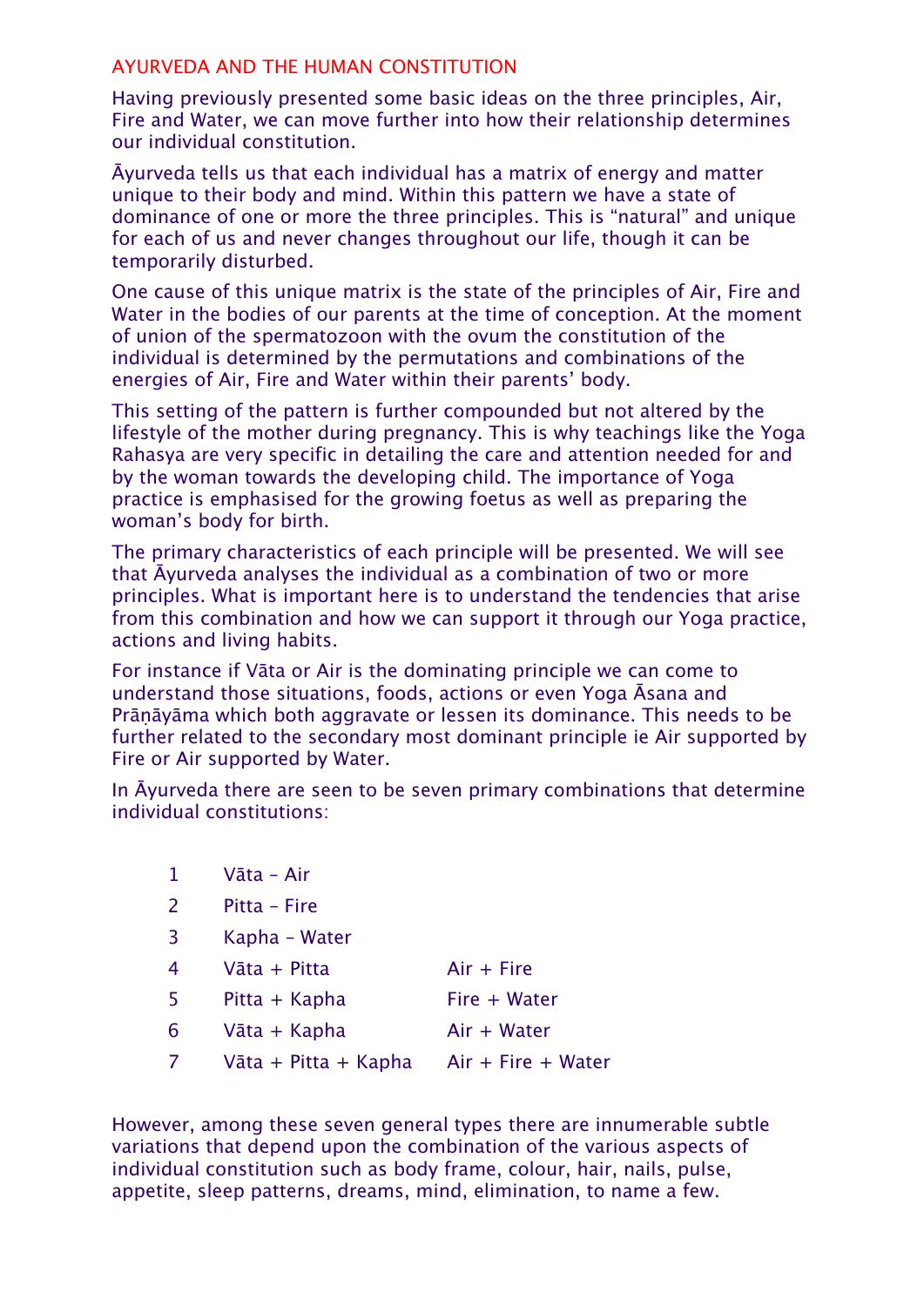## AYURVEDA AND THE HUMAN CONSTITUTION

Having previously presented some basic ideas on the three principles, Air, Fire and Water, we can move further into how their relationship determines our individual constitution.

Āyurveda tells us that each individual has a matrix of energy and matter unique to their body and mind. Within this pattern we have a state of dominance of one or more the three principles. This is "natural" and unique for each of us and never changes throughout our life, though it can be temporarily disturbed.

One cause of this unique matrix is the state of the principles of Air, Fire and Water in the bodies of our parents at the time of conception. At the moment of union of the spermatozoon with the ovum the constitution of the individual is determined by the permutations and combinations of the energies of Air, Fire and Water within their parents' body.

This setting of the pattern is further compounded but not altered by the lifestyle of the mother during pregnancy. This is why teachings like the Yoga Rahasya are very specific in detailing the care and attention needed for and by the woman towards the developing child. The importance of Yoga practice is emphasised for the growing foetus as well as preparing the woman's body for birth.

The primary characteristics of each principle will be presented. We will see that Āyurveda analyses the individual as a combination of two or more principles. What is important here is to understand the tendencies that arise from this combination and how we can support it through our Yoga practice, actions and living habits.

For instance if Vāta or Air is the dominating principle we can come to understand those situations, foods, actions or even Yoga Āsana and Prāṇāyāma which both aggravate or lessen its dominance. This needs to be further related to the secondary most dominant principle ie Air supported by Fire or Air supported by Water.

In Āyurveda there are seen to be seven primary combinations that determine individual constitutions:

| | | |
|---|---|---|
| 1 | Vāta – Air | |
| 2 | Pitta – Fire | |
| 3 | Kapha – Water | |
| 4 | Vāta + Pitta | Air + Fire |
| 5 | Pitta + Kapha | Fire + Water |
| 6 | Vāta + Kapha | Air + Water |
| 7 | Vāta + Pitta + Kapha | Air + Fire + Water |

However, among these seven general types there are innumerable subtle variations that depend upon the combination of the various aspects of individual constitution such as body frame, colour, hair, nails, pulse, appetite, sleep patterns, dreams, mind, elimination, to name a few.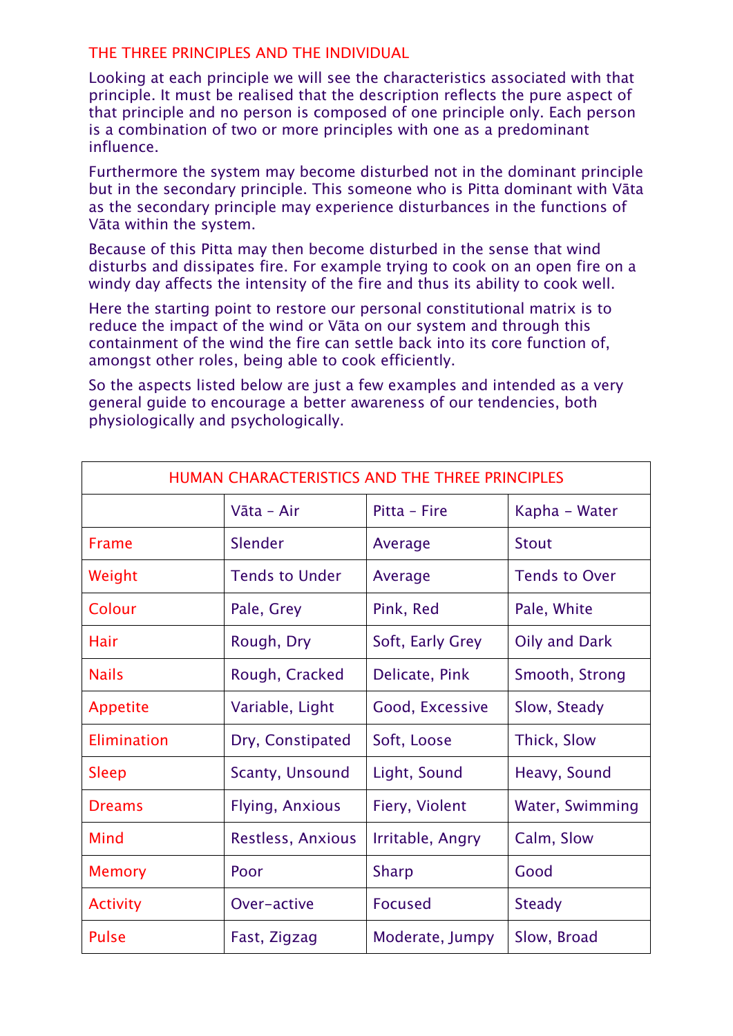## THE THREE PRINCIPLES AND THE INDIVIDUAL

Looking at each principle we will see the characteristics associated with that principle. It must be realised that the description reflects the pure aspect of that principle and no person is composed of one principle only. Each person is a combination of two or more principles with one as a predominant influence.

Furthermore the system may become disturbed not in the dominant principle but in the secondary principle. This someone who is Pitta dominant with Vāta as the secondary principle may experience disturbances in the functions of Vāta within the system.

Because of this Pitta may then become disturbed in the sense that wind disturbs and dissipates fire. For example trying to cook on an open fire on a windy day affects the intensity of the fire and thus its ability to cook well.

Here the starting point to restore our personal constitutional matrix is to reduce the impact of the wind or Vāta on our system and through this containment of the wind the fire can settle back into its core function of, amongst other roles, being able to cook efficiently.

So the aspects listed below are just a few examples and intended as a very general guide to encourage a better awareness of our tendencies, both physiologically and psychologically.

| HUMAN CHARACTERISTICS AND THE THREE PRINCIPLES | | | |
|---|---|---|---|
| | Vāta – Air | Pitta – Fire | Kapha – Water |
| Frame | Slender | Average | Stout |
| Weight | Tends to Under | Average | Tends to Over |
| Colour | Pale, Grey | Pink, Red | Pale, White |
| Hair | Rough, Dry | Soft, Early Grey | Oily and Dark |
| Nails | Rough, Cracked | Delicate, Pink | Smooth, Strong |
| Appetite | Variable, Light | Good, Excessive | Slow, Steady |
| Elimination | Dry, Constipated | Soft, Loose | Thick, Slow |
| Sleep | Scanty, Unsound | Light, Sound | Heavy, Sound |
| Dreams | Flying, Anxious | Fiery, Violent | Water, Swimming |
| Mind | Restless, Anxious | Irritable, Angry | Calm, Slow |
| Memory | Poor | Sharp | Good |
| Activity | Over-active | Focused | Steady |
| Pulse | Fast, Zigzag | Moderate, Jumpy | Slow, Broad |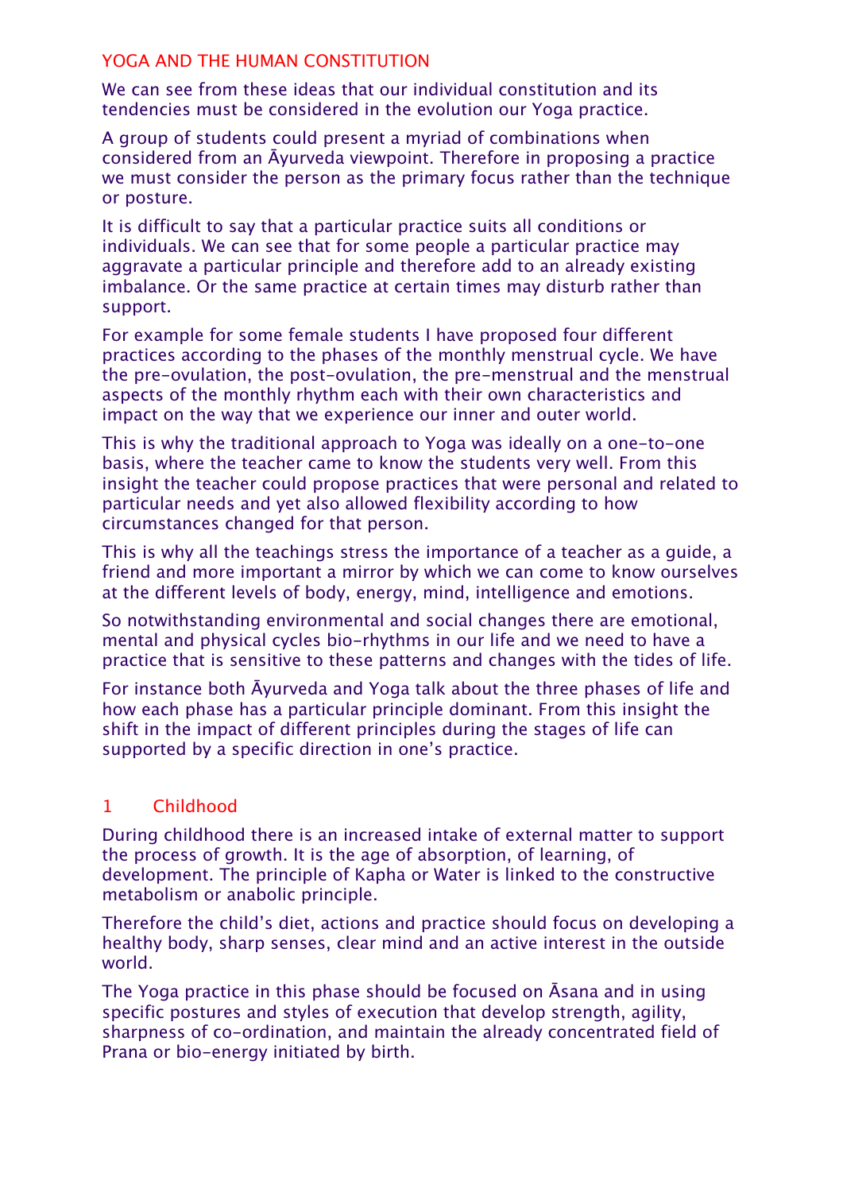## YOGA AND THE HUMAN CONSTITUTION

We can see from these ideas that our individual constitution and its tendencies must be considered in the evolution our Yoga practice.

A group of students could present a myriad of combinations when considered from an Āyurveda viewpoint. Therefore in proposing a practice we must consider the person as the primary focus rather than the technique or posture.

It is difficult to say that a particular practice suits all conditions or individuals. We can see that for some people a particular practice may aggravate a particular principle and therefore add to an already existing imbalance. Or the same practice at certain times may disturb rather than support.

For example for some female students I have proposed four different practices according to the phases of the monthly menstrual cycle. We have the pre-ovulation, the post-ovulation, the pre-menstrual and the menstrual aspects of the monthly rhythm each with their own characteristics and impact on the way that we experience our inner and outer world.

This is why the traditional approach to Yoga was ideally on a one-to-one basis, where the teacher came to know the students very well. From this insight the teacher could propose practices that were personal and related to particular needs and yet also allowed flexibility according to how circumstances changed for that person.

This is why all the teachings stress the importance of a teacher as a guide, a friend and more important a mirror by which we can come to know ourselves at the different levels of body, energy, mind, intelligence and emotions.

So notwithstanding environmental and social changes there are emotional, mental and physical cycles bio-rhythms in our life and we need to have a practice that is sensitive to these patterns and changes with the tides of life.

For instance both Āyurveda and Yoga talk about the three phases of life and how each phase has a particular principle dominant. From this insight the shift in the impact of different principles during the stages of life can supported by a specific direction in one's practice.

### 1 Childhood

During childhood there is an increased intake of external matter to support the process of growth. It is the age of absorption, of learning, of development. The principle of Kapha or Water is linked to the constructive metabolism or anabolic principle.

Therefore the child's diet, actions and practice should focus on developing a healthy body, sharp senses, clear mind and an active interest in the outside world.

The Yoga practice in this phase should be focused on Āsana and in using specific postures and styles of execution that develop strength, agility, sharpness of co-ordination, and maintain the already concentrated field of Prana or bio-energy initiated by birth.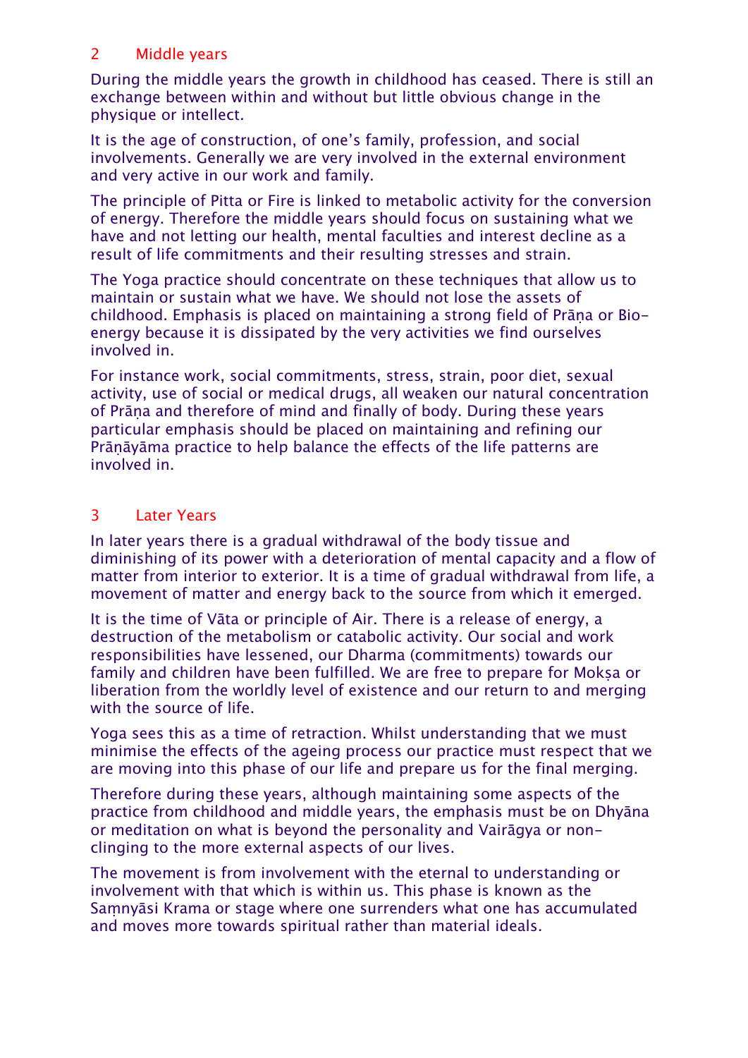## 2 Middle years

During the middle years the growth in childhood has ceased. There is still an exchange between within and without but little obvious change in the physique or intellect.

It is the age of construction, of one's family, profession, and social involvements. Generally we are very involved in the external environment and very active in our work and family.

The principle of Pitta or Fire is linked to metabolic activity for the conversion of energy. Therefore the middle years should focus on sustaining what we have and not letting our health, mental faculties and interest decline as a result of life commitments and their resulting stresses and strain.

The Yoga practice should concentrate on these techniques that allow us to maintain or sustain what we have. We should not lose the assets of childhood. Emphasis is placed on maintaining a strong field of Prāṇa or Bio-energy because it is dissipated by the very activities we find ourselves involved in.

For instance work, social commitments, stress, strain, poor diet, sexual activity, use of social or medical drugs, all weaken our natural concentration of Prāṇa and therefore of mind and finally of body. During these years particular emphasis should be placed on maintaining and refining our Prāṇāyāma practice to help balance the effects of the life patterns are involved in.

## 3 Later Years

In later years there is a gradual withdrawal of the body tissue and diminishing of its power with a deterioration of mental capacity and a flow of matter from interior to exterior. It is a time of gradual withdrawal from life, a movement of matter and energy back to the source from which it emerged.

It is the time of Vāta or principle of Air. There is a release of energy, a destruction of the metabolism or catabolic activity. Our social and work responsibilities have lessened, our Dharma (commitments) towards our family and children have been fulfilled. We are free to prepare for Mokṣa or liberation from the worldly level of existence and our return to and merging with the source of life.

Yoga sees this as a time of retraction. Whilst understanding that we must minimise the effects of the ageing process our practice must respect that we are moving into this phase of our life and prepare us for the final merging.

Therefore during these years, although maintaining some aspects of the practice from childhood and middle years, the emphasis must be on Dhyāna or meditation on what is beyond the personality and Vairāgya or non-clinging to the more external aspects of our lives.

The movement is from involvement with the eternal to understanding or involvement with that which is within us. This phase is known as the Saṃnyāsi Krama or stage where one surrenders what one has accumulated and moves more towards spiritual rather than material ideals.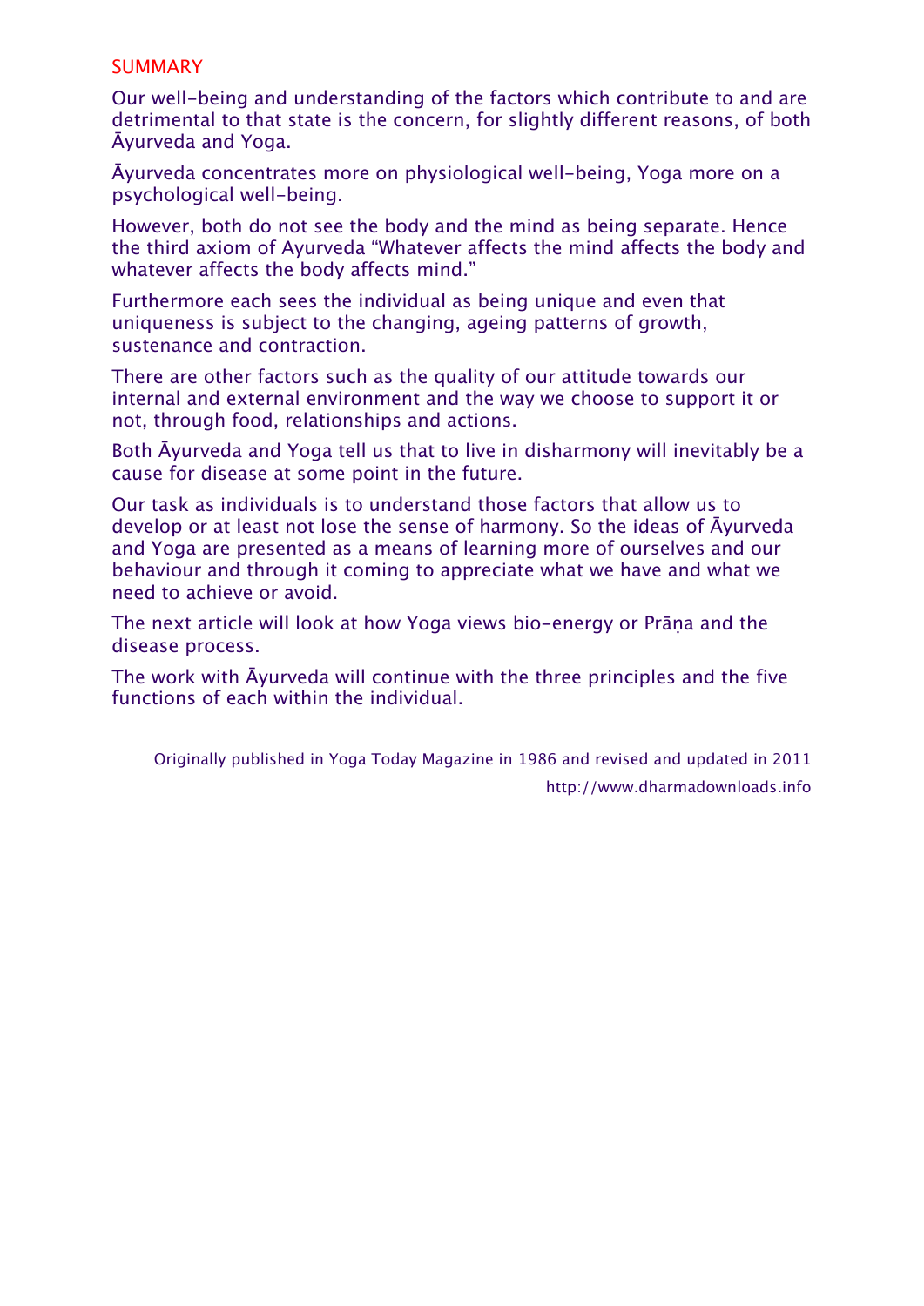## SUMMARY

Our well-being and understanding of the factors which contribute to and are detrimental to that state is the concern, for slightly different reasons, of both Āyurveda and Yoga.

Āyurveda concentrates more on physiological well-being, Yoga more on a psychological well-being.

However, both do not see the body and the mind as being separate. Hence the third axiom of Ayurveda "Whatever affects the mind affects the body and whatever affects the body affects mind."

Furthermore each sees the individual as being unique and even that uniqueness is subject to the changing, ageing patterns of growth, sustenance and contraction.

There are other factors such as the quality of our attitude towards our internal and external environment and the way we choose to support it or not, through food, relationships and actions.

Both Āyurveda and Yoga tell us that to live in disharmony will inevitably be a cause for disease at some point in the future.

Our task as individuals is to understand those factors that allow us to develop or at least not lose the sense of harmony. So the ideas of Āyurveda and Yoga are presented as a means of learning more of ourselves and our behaviour and through it coming to appreciate what we have and what we need to achieve or avoid.

The next article will look at how Yoga views bio-energy or Prāṇa and the disease process.

The work with Āyurveda will continue with the three principles and the five functions of each within the individual.

Originally published in Yoga Today Magazine in 1986 and revised and updated in 2011

http://www.dharmadownloads.info